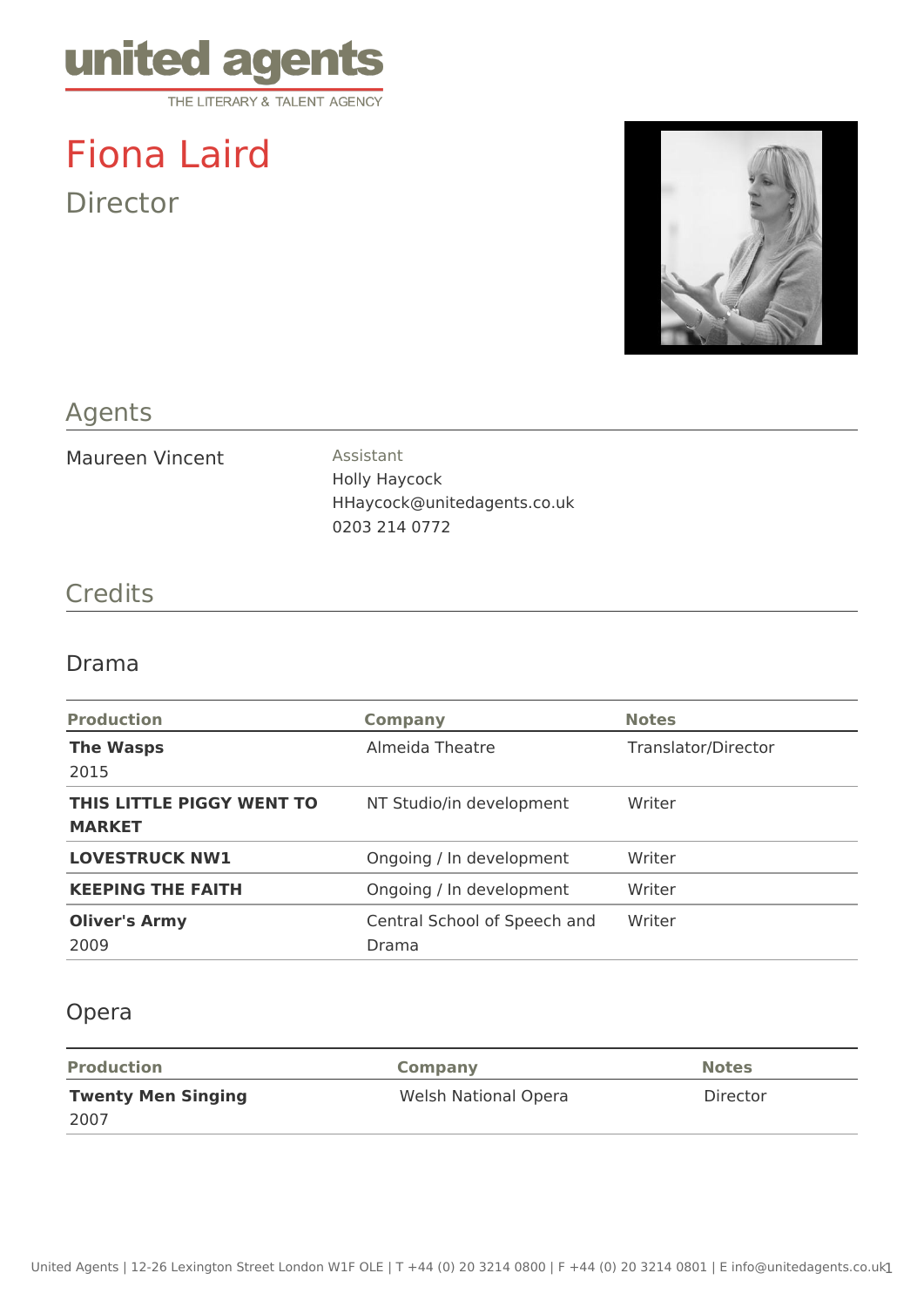united agents
THE LITERARY & TALENT AGENCY

# Fiona Laird

Director

## Agents

Maureen Vincent

Assistant
Holly Haycock
HHaycock@unitedagents.co.uk
0203 214 0772

## Credits

### Drama

| Production | Company | Notes |
|---|---|---|
| **The Wasps** 2015 | Almeida Theatre | Translator/Director |
| **THIS LITTLE PIGGY WENT TO MARKET** | NT Studio/in development | Writer |
| **LOVESTRUCK NW1** | Ongoing / In development | Writer |
| **KEEPING THE FAITH** | Ongoing / In development | Writer |
| **Oliver's Army** 2009 | Central School of Speech and Drama | Writer |

### Opera

| Production | Company | Notes |
|---|---|---|
| **Twenty Men Singing** 2007 | Welsh National Opera | Director |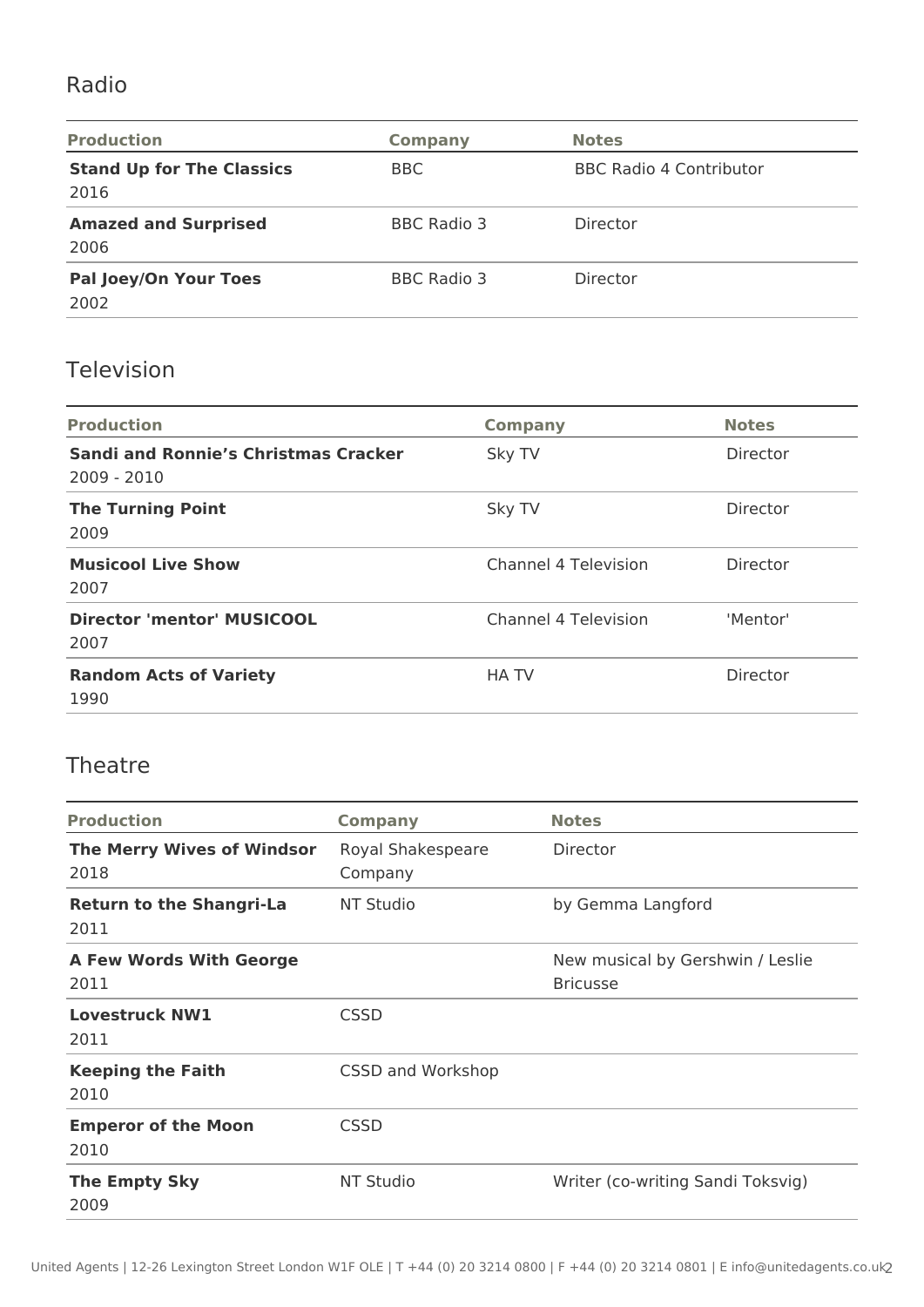## Radio

| Production | Company | Notes |
| --- | --- | --- |
| **Stand Up for The Classics** 2016 | BBC | BBC Radio 4 Contributor |
| **Amazed and Surprised** 2006 | BBC Radio 3 | Director |
| **Pal Joey/On Your Toes** 2002 | BBC Radio 3 | Director |

## Television

| Production | Company | Notes |
| --- | --- | --- |
| **Sandi and Ronnie's Christmas Cracker** 2009 - 2010 | Sky TV | Director |
| **The Turning Point** 2009 | Sky TV | Director |
| **Musicool Live Show** 2007 | Channel 4 Television | Director |
| **Director 'mentor' MUSICOOL** 2007 | Channel 4 Television | 'Mentor' |
| **Random Acts of Variety** 1990 | HA TV | Director |

## Theatre

| Production | Company | Notes |
| --- | --- | --- |
| **The Merry Wives of Windsor** 2018 | Royal Shakespeare Company | Director |
| **Return to the Shangri-La** 2011 | NT Studio | by Gemma Langford |
| **A Few Words With George** 2011 | | New musical by Gershwin / Leslie Bricusse |
| **Lovestruck NW1** 2011 | CSSD | |
| **Keeping the Faith** 2010 | CSSD and Workshop | |
| **Emperor of the Moon** 2010 | CSSD | |
| **The Empty Sky** 2009 | NT Studio | Writer (co-writing Sandi Toksvig) |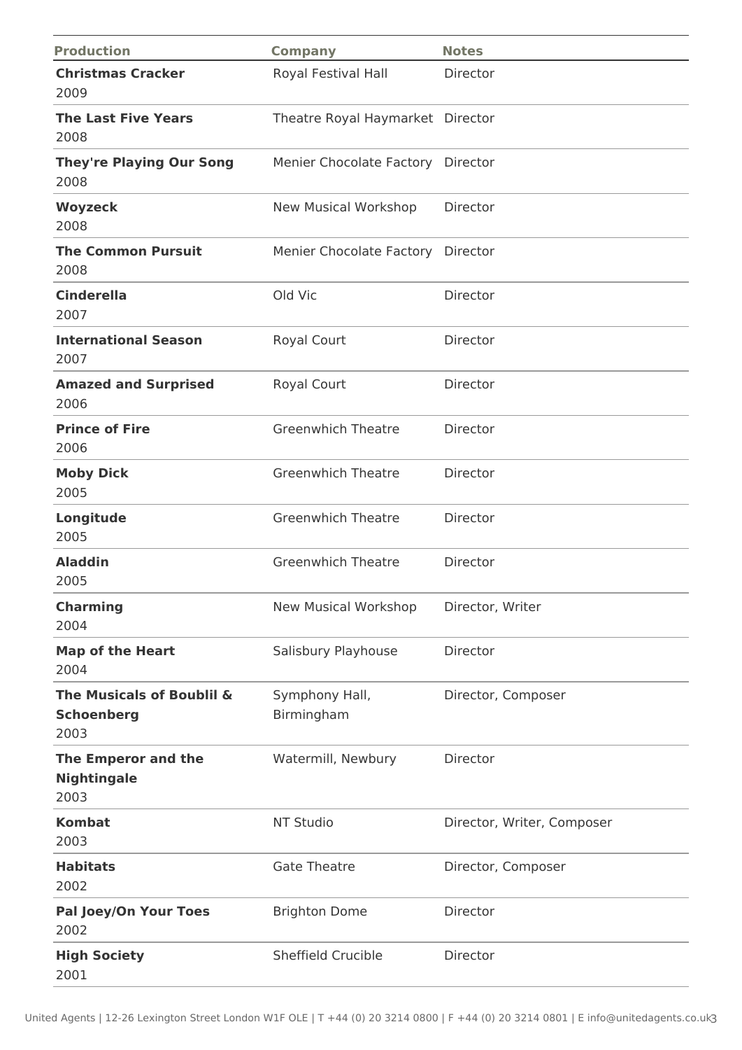| Production | Company | Notes |
|---|---|---|
| **Christmas Cracker** 2009 | Royal Festival Hall | Director |
| **The Last Five Years** 2008 | Theatre Royal Haymarket | Director |
| **They're Playing Our Song** 2008 | Menier Chocolate Factory | Director |
| **Woyzeck** 2008 | New Musical Workshop | Director |
| **The Common Pursuit** 2008 | Menier Chocolate Factory | Director |
| **Cinderella** 2007 | Old Vic | Director |
| **International Season** 2007 | Royal Court | Director |
| **Amazed and Surprised** 2006 | Royal Court | Director |
| **Prince of Fire** 2006 | Greenwhich Theatre | Director |
| **Moby Dick** 2005 | Greenwhich Theatre | Director |
| **Longitude** 2005 | Greenwhich Theatre | Director |
| **Aladdin** 2005 | Greenwhich Theatre | Director |
| **Charming** 2004 | New Musical Workshop | Director, Writer |
| **Map of the Heart** 2004 | Salisbury Playhouse | Director |
| **The Musicals of Boublil & Schoenberg** 2003 | Symphony Hall, Birmingham | Director, Composer |
| **The Emperor and the Nightingale** 2003 | Watermill, Newbury | Director |
| **Kombat** 2003 | NT Studio | Director, Writer, Composer |
| **Habitats** 2002 | Gate Theatre | Director, Composer |
| **Pal Joey/On Your Toes** 2002 | Brighton Dome | Director |
| **High Society** 2001 | Sheffield Crucible | Director |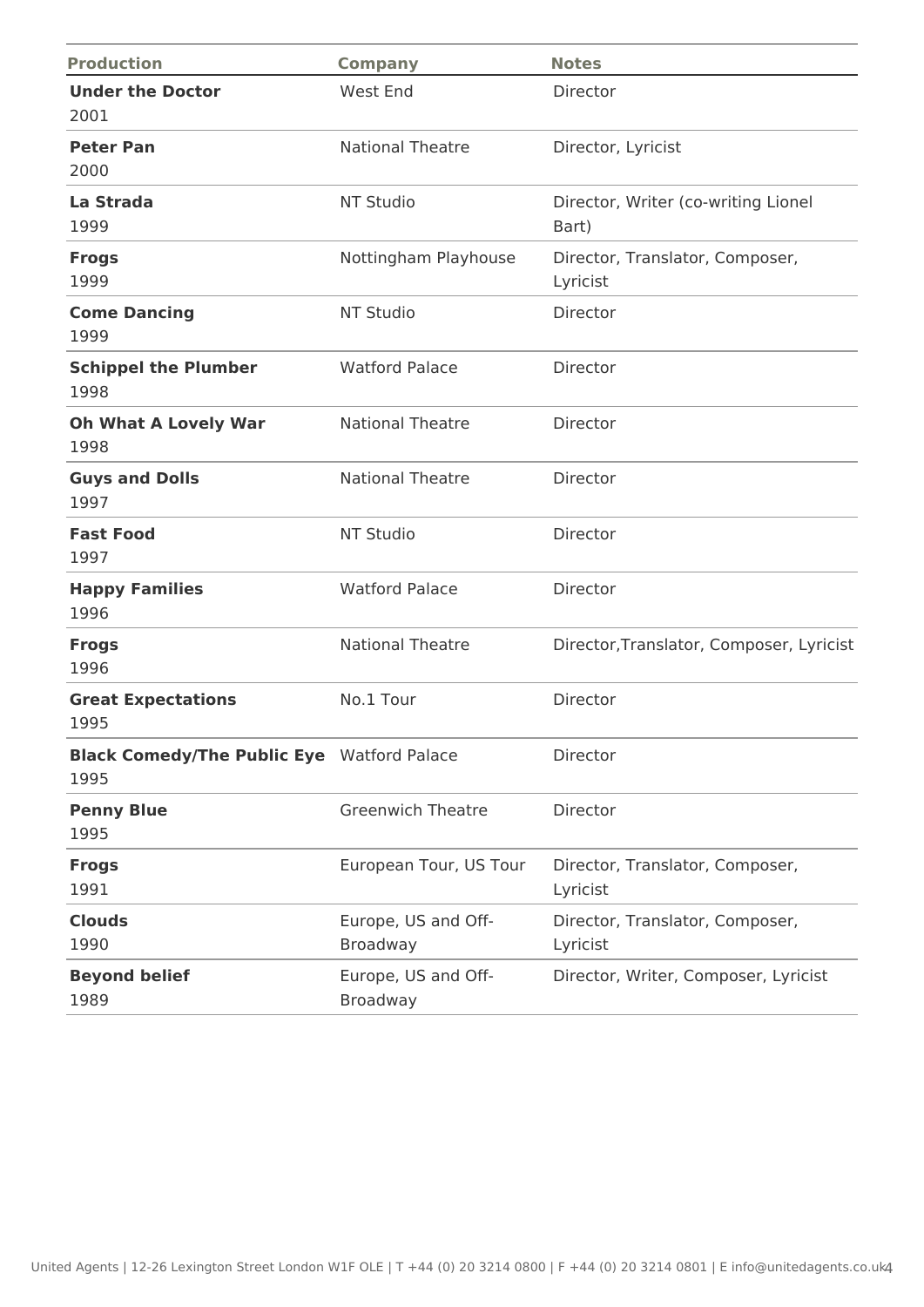| Production | Company | Notes |
|---|---|---|
| **Under the Doctor** 2001 | West End | Director |
| **Peter Pan** 2000 | National Theatre | Director, Lyricist |
| **La Strada** 1999 | NT Studio | Director, Writer (co-writing Lionel Bart) |
| **Frogs** 1999 | Nottingham Playhouse | Director, Translator, Composer, Lyricist |
| **Come Dancing** 1999 | NT Studio | Director |
| **Schippel the Plumber** 1998 | Watford Palace | Director |
| **Oh What A Lovely War** 1998 | National Theatre | Director |
| **Guys and Dolls** 1997 | National Theatre | Director |
| **Fast Food** 1997 | NT Studio | Director |
| **Happy Families** 1996 | Watford Palace | Director |
| **Frogs** 1996 | National Theatre | Director,Translator, Composer, Lyricist |
| **Great Expectations** 1995 | No.1 Tour | Director |
| **Black Comedy/The Public Eye** 1995 | Watford Palace | Director |
| **Penny Blue** 1995 | Greenwich Theatre | Director |
| **Frogs** 1991 | European Tour, US Tour | Director, Translator, Composer, Lyricist |
| **Clouds** 1990 | Europe, US and Off-Broadway | Director, Translator, Composer, Lyricist |
| **Beyond belief** 1989 | Europe, US and Off-Broadway | Director, Writer, Composer, Lyricist |